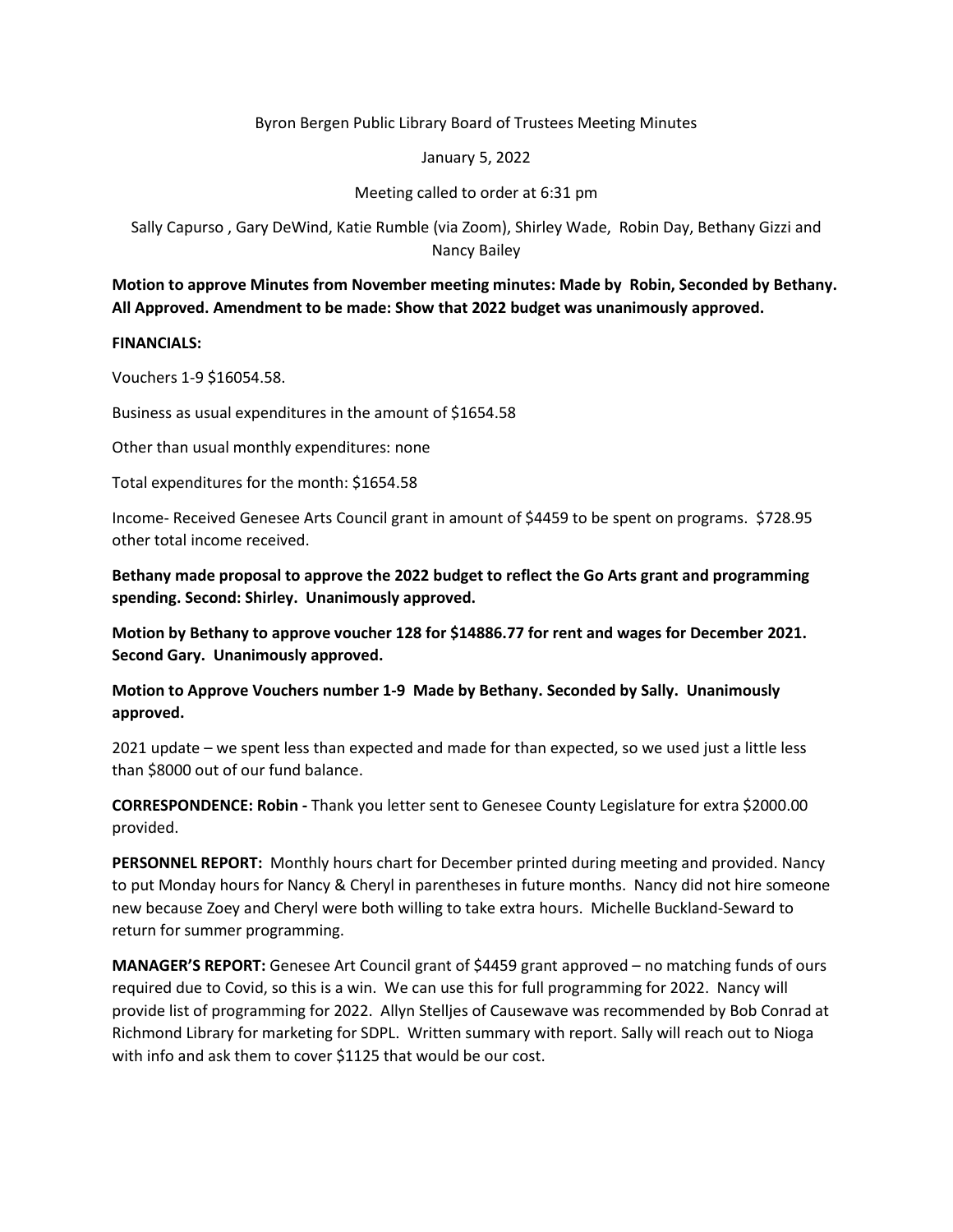Byron Bergen Public Library Board of Trustees Meeting Minutes

January 5, 2022

Meeting called to order at 6:31 pm

Sally Capurso , Gary DeWind, Katie Rumble (via Zoom), Shirley Wade, Robin Day, Bethany Gizzi and Nancy Bailey

**Motion to approve Minutes from November meeting minutes: Made by Robin, Seconded by Bethany. All Approved. Amendment to be made: Show that 2022 budget was unanimously approved.**

**FINANCIALS:**

Vouchers 1-9 $16054.58.

Business as usual expenditures in the amount of $1654.58

Other than usual monthly expenditures: none

Total expenditures for the month: $1654.58

Income- Received Genesee Arts Council grant in amount of $4459 to be spent on programs. $728.95 other total income received.

**Bethany made proposal to approve the 2022 budget to reflect the Go Arts grant and programming spending. Second: Shirley. Unanimously approved.**

**Motion by Bethany to approve voucher 128 for $14886.77 for rent and wages for December 2021. Second Gary. Unanimously approved.**

**Motion to Approve Vouchers number 1-9 Made by Bethany. Seconded by Sally. Unanimously approved.**

2021 update – we spent less than expected and made for than expected, so we used just a little less than $8000 out of our fund balance.

**CORRESPONDENCE: Robin -** Thank you letter sent to Genesee County Legislature for extra $2000.00 provided.

**PERSONNEL REPORT:** Monthly hours chart for December printed during meeting and provided. Nancy to put Monday hours for Nancy & Cheryl in parentheses in future months. Nancy did not hire someone new because Zoey and Cheryl were both willing to take extra hours. Michelle Buckland-Seward to return for summer programming.

**MANAGER'S REPORT:** Genesee Art Council grant of $4459 grant approved – no matching funds of ours required due to Covid, so this is a win. We can use this for full programming for 2022. Nancy will provide list of programming for 2022. Allyn Stelljes of Causewave was recommended by Bob Conrad at Richmond Library for marketing for SDPL. Written summary with report. Sally will reach out to Nioga with info and ask them to cover $1125 that would be our cost.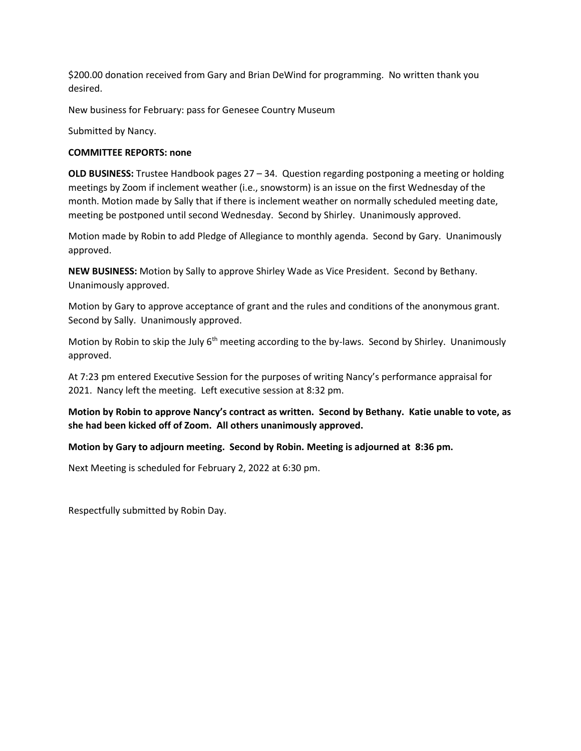$200.00 donation received from Gary and Brian DeWind for programming. No written thank you desired.

New business for February: pass for Genesee Country Museum

Submitted by Nancy.

**COMMITTEE REPORTS: none**

**OLD BUSINESS:** Trustee Handbook pages 27 – 34. Question regarding postponing a meeting or holding meetings by Zoom if inclement weather (i.e., snowstorm) is an issue on the first Wednesday of the month. Motion made by Sally that if there is inclement weather on normally scheduled meeting date, meeting be postponed until second Wednesday. Second by Shirley. Unanimously approved.

Motion made by Robin to add Pledge of Allegiance to monthly agenda. Second by Gary. Unanimously approved.

**NEW BUSINESS:** Motion by Sally to approve Shirley Wade as Vice President. Second by Bethany. Unanimously approved.

Motion by Gary to approve acceptance of grant and the rules and conditions of the anonymous grant. Second by Sally. Unanimously approved.

Motion by Robin to skip the July 6th meeting according to the by-laws. Second by Shirley. Unanimously approved.

At 7:23 pm entered Executive Session for the purposes of writing Nancy's performance appraisal for 2021. Nancy left the meeting. Left executive session at 8:32 pm.

**Motion by Robin to approve Nancy's contract as written. Second by Bethany. Katie unable to vote, as she had been kicked off of Zoom. All others unanimously approved.**

**Motion by Gary to adjourn meeting. Second by Robin. Meeting is adjourned at 8:36 pm.**

Next Meeting is scheduled for February 2, 2022 at 6:30 pm.

Respectfully submitted by Robin Day.